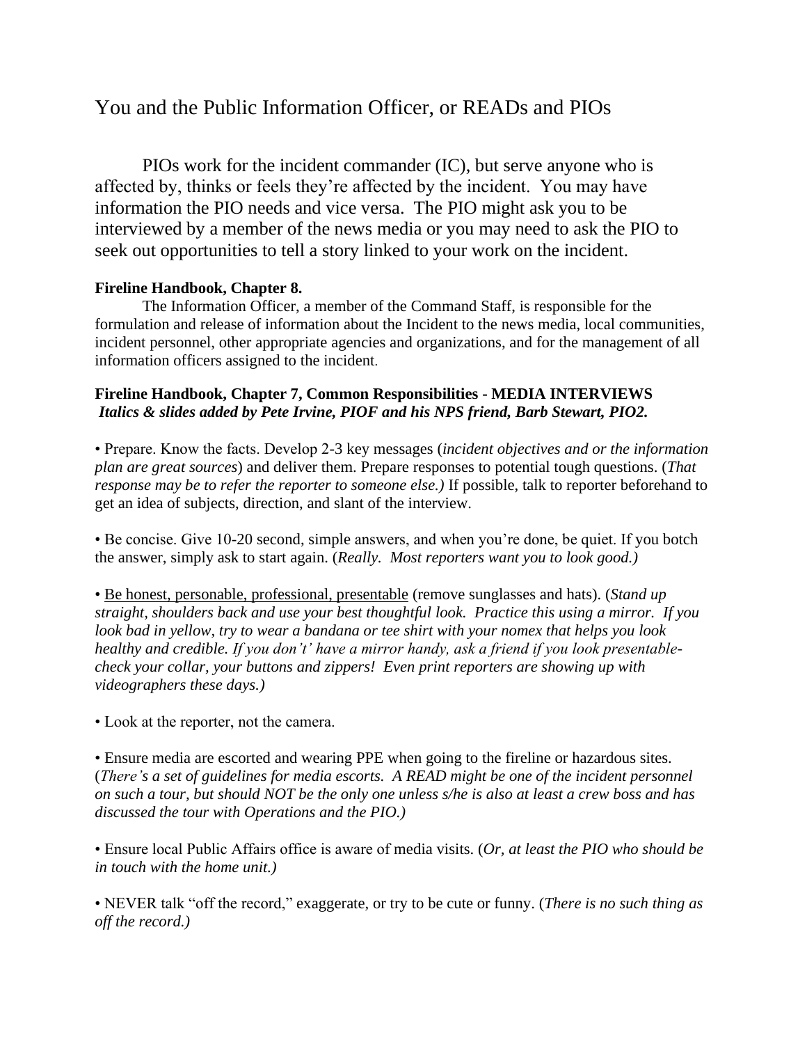# You and the Public Information Officer, or READs and PIOs

PIOs work for the incident commander (IC), but serve anyone who is affected by, thinks or feels they're affected by the incident. You may have information the PIO needs and vice versa. The PIO might ask you to be interviewed by a member of the news media or you may need to ask the PIO to seek out opportunities to tell a story linked to your work on the incident.

**Fireline Handbook, Chapter 8.**

The Information Officer, a member of the Command Staff, is responsible for the formulation and release of information about the Incident to the news media, local communities, incident personnel, other appropriate agencies and organizations, and for the management of all information officers assigned to the incident.

**Fireline Handbook, Chapter 7, Common Responsibilities - MEDIA INTERVIEWS**
***Italics & slides added by Pete Irvine, PIOF and his NPS friend, Barb Stewart, PIO2.***

• Prepare. Know the facts. Develop 2-3 key messages (*incident objectives and or the information plan are great sources*) and deliver them. Prepare responses to potential tough questions. (*That response may be to refer the reporter to someone else.)* If possible, talk to reporter beforehand to get an idea of subjects, direction, and slant of the interview.

• Be concise. Give 10-20 second, simple answers, and when you're done, be quiet. If you botch the answer, simply ask to start again. (*Really. Most reporters want you to look good.)*

• <u>Be honest, personable, professional, presentable</u> (remove sunglasses and hats). (*Stand up straight, shoulders back and use your best thoughtful look. Practice this using a mirror. If you look bad in yellow, try to wear a bandana or tee shirt with your nomex that helps you look healthy and credible. If you don't' have a mirror handy, ask a friend if you look presentable- check your collar, your buttons and zippers! Even print reporters are showing up with videographers these days.)*

• Look at the reporter, not the camera.

• Ensure media are escorted and wearing PPE when going to the fireline or hazardous sites. (*There's a set of guidelines for media escorts. A READ might be one of the incident personnel on such a tour, but should NOT be the only one unless s/he is also at least a crew boss and has discussed the tour with Operations and the PIO.)*

• Ensure local Public Affairs office is aware of media visits. (*Or, at least the PIO who should be in touch with the home unit.)*

• NEVER talk "off the record," exaggerate, or try to be cute or funny. (*There is no such thing as off the record.)*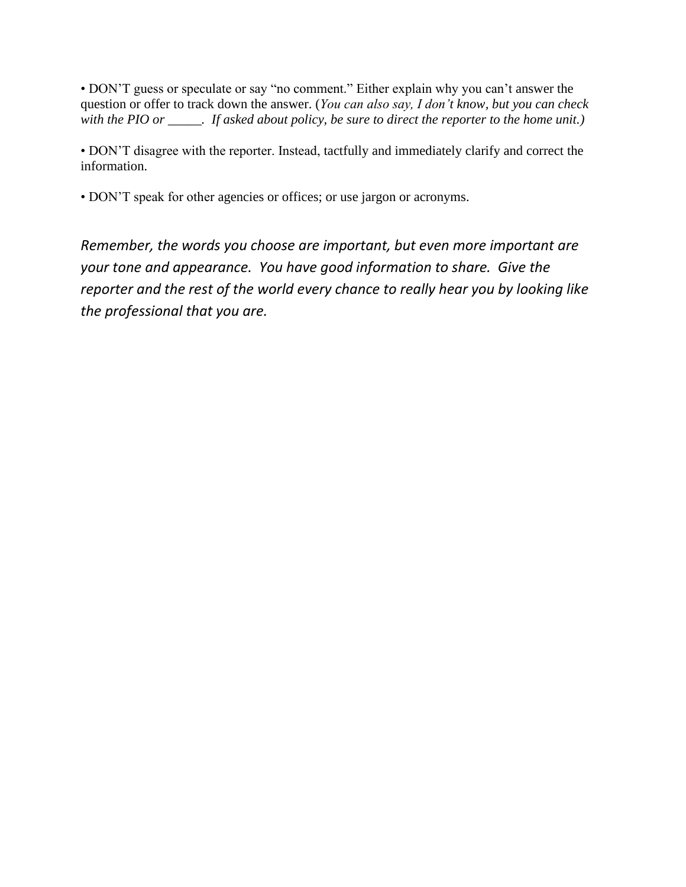• DON'T guess or speculate or say "no comment." Either explain why you can't answer the question or offer to track down the answer. (*You can also say, I don't know, but you can check with the PIO or _____.  If asked about policy, be sure to direct the reporter to the home unit.)*

• DON'T disagree with the reporter. Instead, tactfully and immediately clarify and correct the information.

• DON'T speak for other agencies or offices; or use jargon or acronyms.

*Remember, the words you choose are important, but even more important are your tone and appearance.  You have good information to share.  Give the reporter and the rest of the world every chance to really hear you by looking like the professional that you are.*